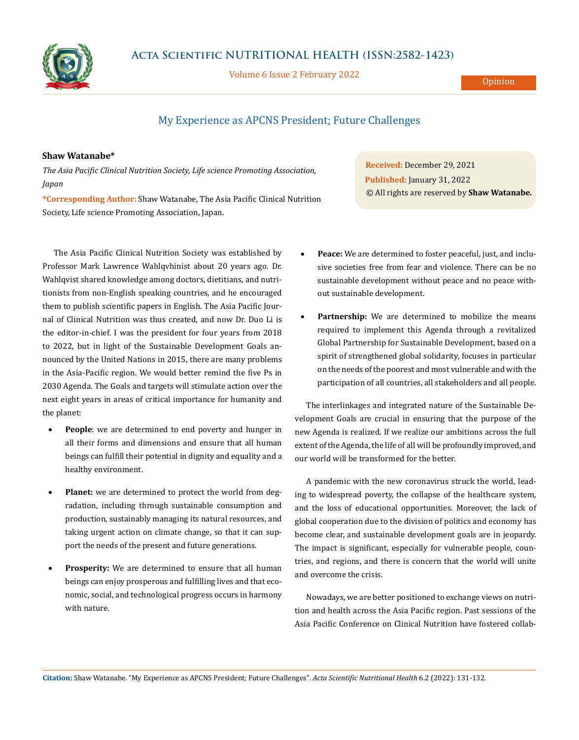# My Experience as APCNS President; Future Challenges

**Shaw Watanabe***

*The Asia Pacific Clinical Nutrition Society, Life science Promoting Association, Japan*

***Corresponding Author:** Shaw Watanabe, The Asia Pacific Clinical Nutrition Society, Life science Promoting Association, Japan.

**Received:** December 29, 2021
**Published:** January 31, 2022
© All rights are reserved by **Shaw Watanabe.**

The Asia Pacific Clinical Nutrition Society was established by Professor Mark Lawrence Wahlqvhinist about 20 years ago. Dr. Wahlqvist shared knowledge among doctors, dietitians, and nutritionists from non-English speaking countries, and he encouraged them to publish scientific papers in English. The Asia Pacific Journal of Clinical Nutrition was thus created, and now Dr. Duo Li is the editor-in-chief. I was the president for four years from 2018 to 2022, but in light of the Sustainable Development Goals announced by the United Nations in 2015, there are many problems in the Asia-Pacific region. We would better remind the five Ps in 2030 Agenda. The Goals and targets will stimulate action over the next eight years in areas of critical importance for humanity and the planet:

- **People**: we are determined to end poverty and hunger in all their forms and dimensions and ensure that all human beings can fulfill their potential in dignity and equality and a healthy environment.
- **Planet:** we are determined to protect the world from degradation, including through sustainable consumption and production, sustainably managing its natural resources, and taking urgent action on climate change, so that it can support the needs of the present and future generations.
- **Prosperity:** We are determined to ensure that all human beings can enjoy prosperous and fulfilling lives and that economic, social, and technological progress occurs in harmony with nature.
- **Peace:** We are determined to foster peaceful, just, and inclusive societies free from fear and violence. There can be no sustainable development without peace and no peace without sustainable development.
- **Partnership:** We are determined to mobilize the means required to implement this Agenda through a revitalized Global Partnership for Sustainable Development, based on a spirit of strengthened global solidarity, focuses in particular on the needs of the poorest and most vulnerable and with the participation of all countries, all stakeholders and all people.

The interlinkages and integrated nature of the Sustainable Development Goals are crucial in ensuring that the purpose of the new Agenda is realized. If we realize our ambitions across the full extent of the Agenda, the life of all will be profoundly improved, and our world will be transformed for the better.

A pandemic with the new coronavirus struck the world, leading to widespread poverty, the collapse of the healthcare system, and the loss of educational opportunities. Moreover, the lack of global cooperation due to the division of politics and economy has become clear, and sustainable development goals are in jeopardy. The impact is significant, especially for vulnerable people, countries, and regions, and there is concern that the world will unite and overcome the crisis.

Nowadays, we are better positioned to exchange views on nutrition and health across the Asia Pacific region. Past sessions of the Asia Pacific Conference on Clinical Nutrition have fostered collab-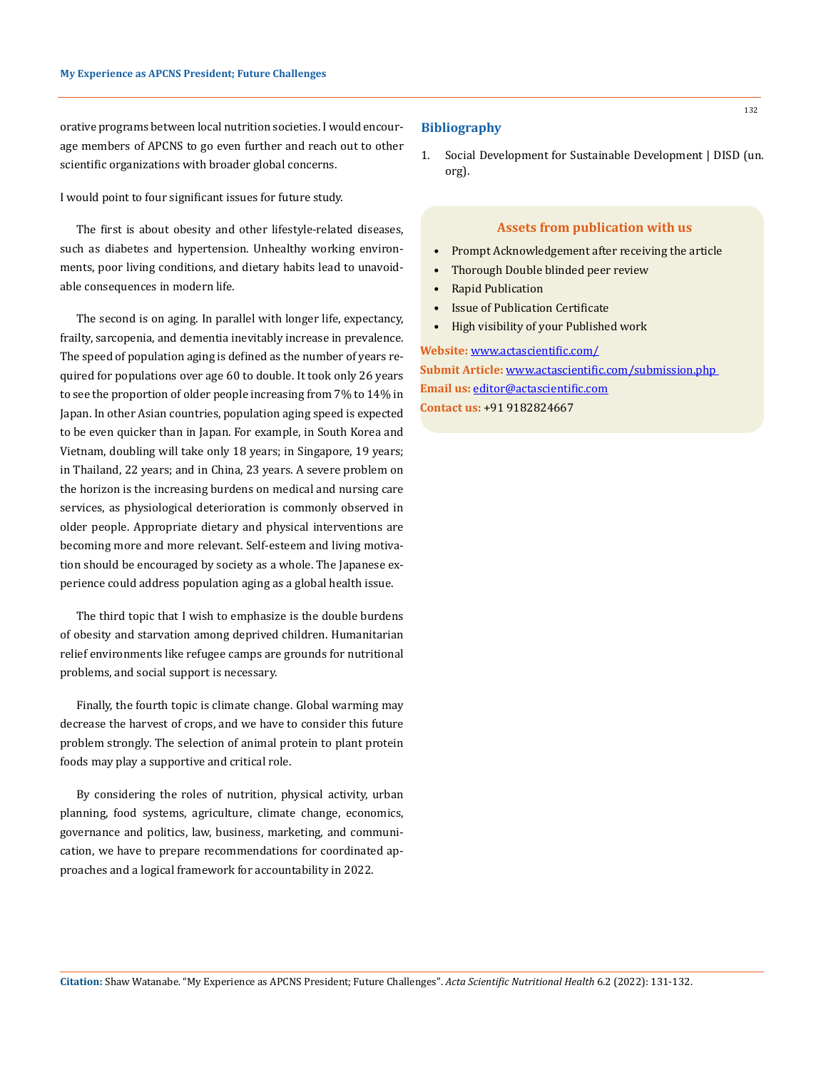orative programs between local nutrition societies. I would encourage members of APCNS to go even further and reach out to other scientific organizations with broader global concerns.

I would point to four significant issues for future study.

The first is about obesity and other lifestyle-related diseases, such as diabetes and hypertension. Unhealthy working environments, poor living conditions, and dietary habits lead to unavoidable consequences in modern life.

The second is on aging. In parallel with longer life, expectancy, frailty, sarcopenia, and dementia inevitably increase in prevalence. The speed of population aging is defined as the number of years required for populations over age 60 to double. It took only 26 years to see the proportion of older people increasing from 7% to 14% in Japan. In other Asian countries, population aging speed is expected to be even quicker than in Japan. For example, in South Korea and Vietnam, doubling will take only 18 years; in Singapore, 19 years; in Thailand, 22 years; and in China, 23 years. A severe problem on the horizon is the increasing burdens on medical and nursing care services, as physiological deterioration is commonly observed in older people. Appropriate dietary and physical interventions are becoming more and more relevant. Self-esteem and living motivation should be encouraged by society as a whole. The Japanese experience could address population aging as a global health issue.

The third topic that I wish to emphasize is the double burdens of obesity and starvation among deprived children. Humanitarian relief environments like refugee camps are grounds for nutritional problems, and social support is necessary.

Finally, the fourth topic is climate change. Global warming may decrease the harvest of crops, and we have to consider this future problem strongly. The selection of animal protein to plant protein foods may play a supportive and critical role.

By considering the roles of nutrition, physical activity, urban planning, food systems, agriculture, climate change, economics, governance and politics, law, business, marketing, and communication, we have to prepare recommendations for coordinated approaches and a logical framework for accountability in 2022.

## Bibliography

1. Social Development for Sustainable Development | DISD (un.org).

### Assets from publication with us

- Prompt Acknowledgement after receiving the article
- Thorough Double blinded peer review
- Rapid Publication
- Issue of Publication Certificate
- High visibility of your Published work

**Website:** www.actascientific.com/
**Submit Article:** www.actascientific.com/submission.php
**Email us:** editor@actascientific.com
**Contact us:** +91 9182824667